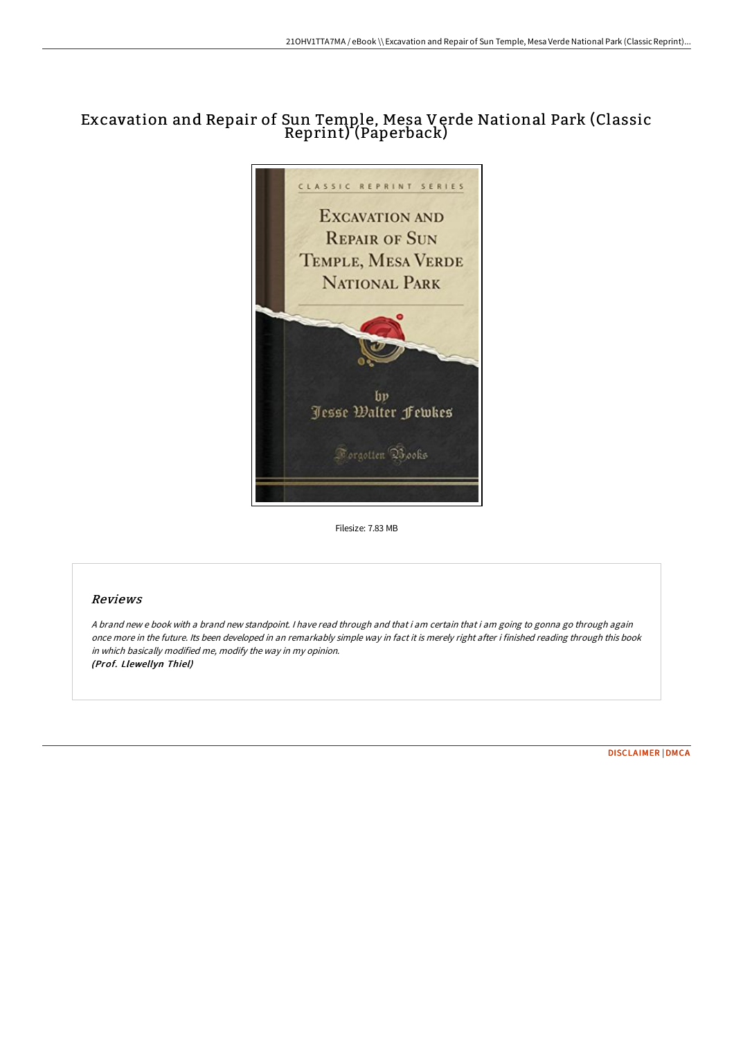# Excavation and Repair of Sun Temple, Mesa Verde National Park (Classic Reprint) (Paperback)

Filesize: 7.83 MB

## Reviews

*A brand new e book with a brand new standpoint. I have read through and that i am certain that i am going to gonna go through again once more in the future. Its been developed in an remarkably simple way in fact it is merely right after i finished reading through this book in which basically modified me, modify the way in my opinion.*
***(Prof. Llewellyn Thiel)***

DISCLAIMER | DMCA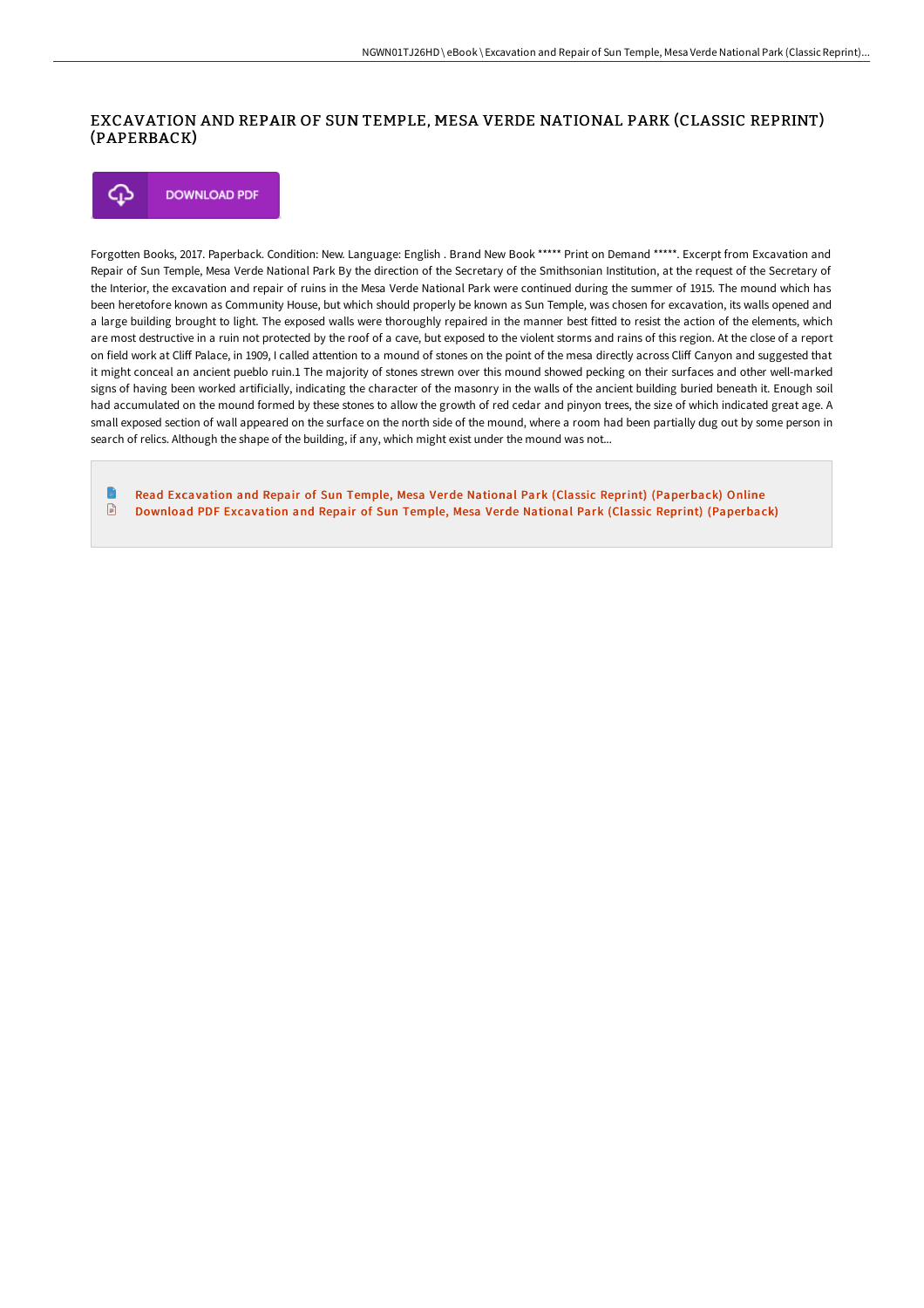# EXCAVATION AND REPAIR OF SUN TEMPLE, MESA VERDE NATIONAL PARK (CLASSIC REPRINT) (PAPERBACK)

DOWNLOAD PDF

Forgotten Books, 2017. Paperback. Condition: New. Language: English . Brand New Book ***** Print on Demand *****. Excerpt from Excavation and Repair of Sun Temple, Mesa Verde National Park By the direction of the Secretary of the Smithsonian Institution, at the request of the Secretary of the Interior, the excavation and repair of ruins in the Mesa Verde National Park were continued during the summer of 1915. The mound which has been heretofore known as Community House, but which should properly be known as Sun Temple, was chosen for excavation, its walls opened and a large building brought to light. The exposed walls were thoroughly repaired in the manner best fitted to resist the action of the elements, which are most destructive in a ruin not protected by the roof of a cave, but exposed to the violent storms and rains of this region. At the close of a report on field work at Cliff Palace, in 1909, I called attention to a mound of stones on the point of the mesa directly across Cliff Canyon and suggested that it might conceal an ancient pueblo ruin.1 The majority of stones strewn over this mound showed pecking on their surfaces and other well-marked signs of having been worked artificially, indicating the character of the masonry in the walls of the ancient building buried beneath it. Enough soil had accumulated on the mound formed by these stones to allow the growth of red cedar and pinyon trees, the size of which indicated great age. A small exposed section of wall appeared on the surface on the north side of the mound, where a room had been partially dug out by some person in search of relics. Although the shape of the building, if any, which might exist under the mound was not...

Read Excavation and Repair of Sun Temple, Mesa Verde National Park (Classic Reprint) (Paperback) Online

Download PDF Excavation and Repair of Sun Temple, Mesa Verde National Park (Classic Reprint) (Paperback)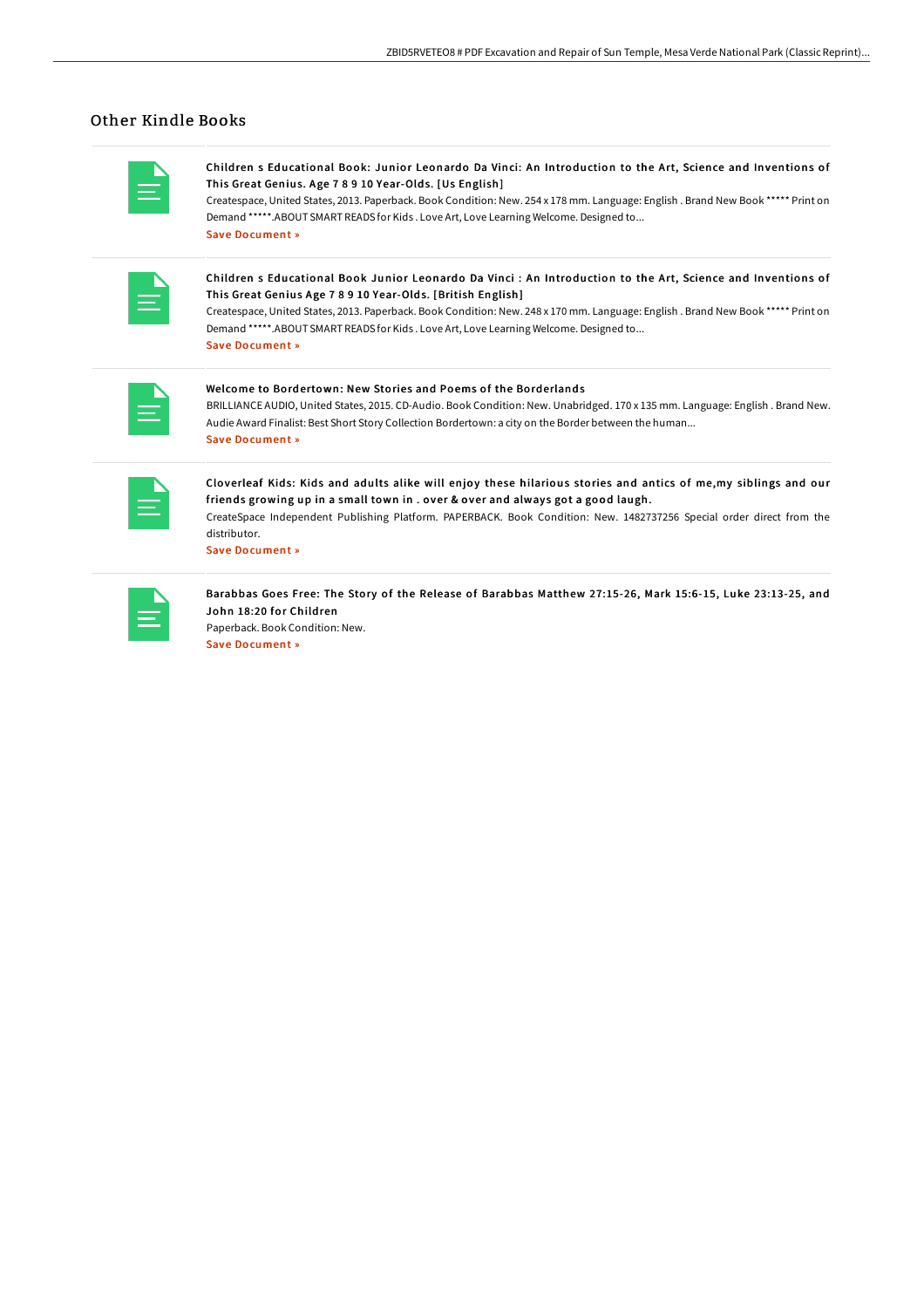## Other Kindle Books

**Children s Educational Book: Junior Leonardo Da Vinci: An Introduction to the Art, Science and Inventions of This Great Genius. Age 7 8 9 10 Year-Olds. [Us English]**

Createspace, United States, 2013. Paperback. Book Condition: New. 254 x 178 mm. Language: English . Brand New Book ***** Print on Demand *****.ABOUT SMART READS for Kids . Love Art, Love Learning Welcome. Designed to...

Save Document »

**Children s Educational Book Junior Leonardo Da Vinci : An Introduction to the Art, Science and Inventions of This Great Genius Age 7 8 9 10 Year-Olds. [British English]**

Createspace, United States, 2013. Paperback. Book Condition: New. 248 x 170 mm. Language: English . Brand New Book ***** Print on Demand *****.ABOUT SMART READS for Kids . Love Art, Love Learning Welcome. Designed to...

Save Document »

**Welcome to Bordertown: New Stories and Poems of the Borderlands**

BRILLIANCE AUDIO, United States, 2015. CD-Audio. Book Condition: New. Unabridged. 170 x 135 mm. Language: English . Brand New. Audie Award Finalist: Best Short Story Collection Bordertown: a city on the Border between the human...

Save Document »

**Cloverleaf Kids: Kids and adults alike will enjoy these hilarious stories and antics of me,my siblings and our friends growing up in a small town in . over & over and always got a good laugh.**

CreateSpace Independent Publishing Platform. PAPERBACK. Book Condition: New. 1482737256 Special order direct from the distributor.

Save Document »

**Barabbas Goes Free: The Story of the Release of Barabbas Matthew 27:15-26, Mark 15:6-15, Luke 23:13-25, and John 18:20 for Children**

Paperback. Book Condition: New.

Save Document »